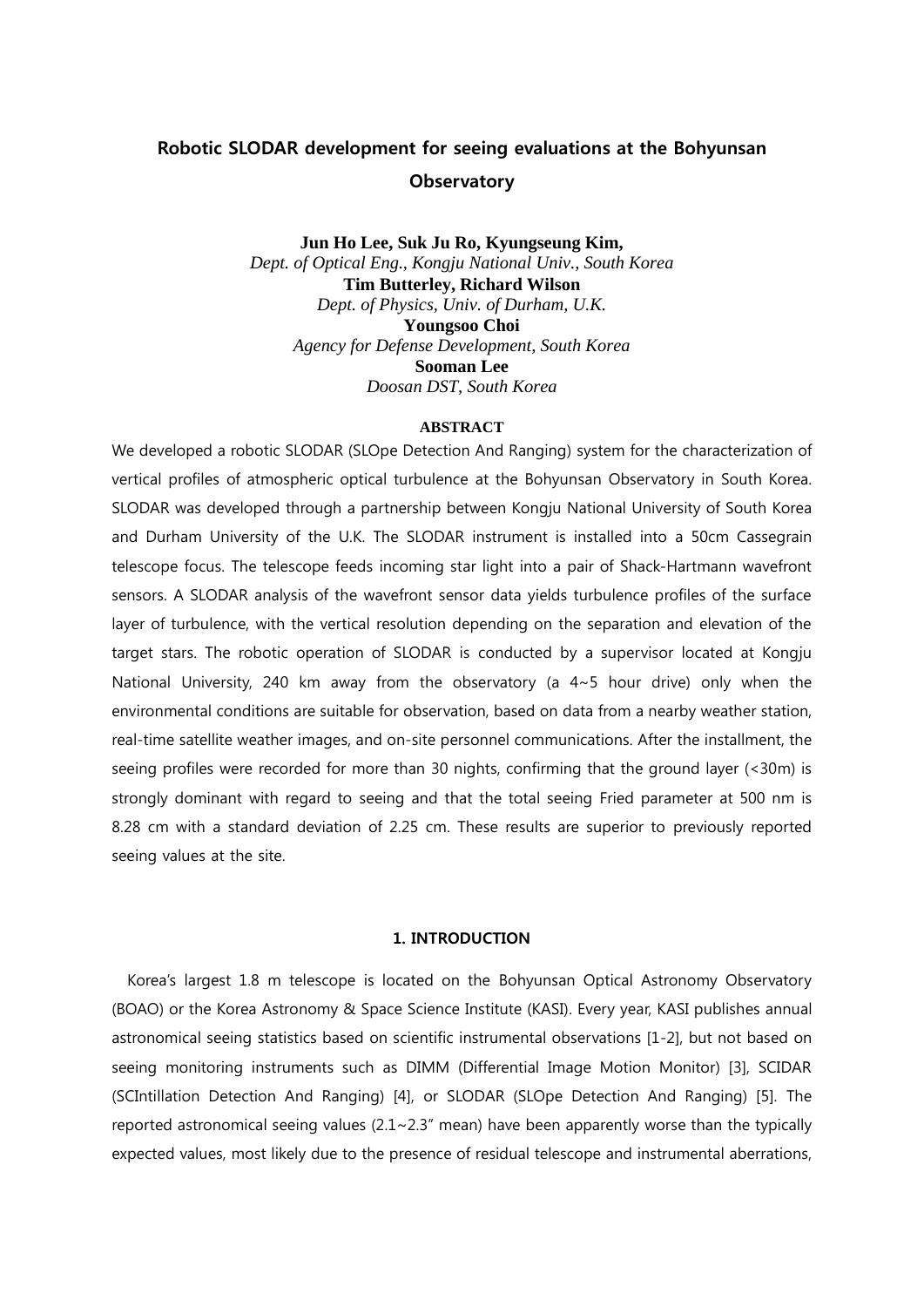# Robotic SLODAR development for seeing evaluations at the Bohyunsan Observatory

**Jun Ho Lee, Suk Ju Ro, Kyungseung Kim,**
*Dept. of Optical Eng., Kongju National Univ., South Korea*
**Tim Butterley, Richard Wilson**
*Dept. of Physics, Univ. of Durham, U.K.*
**Youngsoo Choi**
*Agency for Defense Development, South Korea*
**Sooman Lee**
*Doosan DST, South Korea*

### ABSTRACT

We developed a robotic SLODAR (SLOpe Detection And Ranging) system for the characterization of vertical profiles of atmospheric optical turbulence at the Bohyunsan Observatory in South Korea. SLODAR was developed through a partnership between Kongju National University of South Korea and Durham University of the U.K. The SLODAR instrument is installed into a 50cm Cassegrain telescope focus. The telescope feeds incoming star light into a pair of Shack-Hartmann wavefront sensors. A SLODAR analysis of the wavefront sensor data yields turbulence profiles of the surface layer of turbulence, with the vertical resolution depending on the separation and elevation of the target stars. The robotic operation of SLODAR is conducted by a supervisor located at Kongju National University, 240 km away from the observatory (a 4~5 hour drive) only when the environmental conditions are suitable for observation, based on data from a nearby weather station, real-time satellite weather images, and on-site personnel communications. After the installment, the seeing profiles were recorded for more than 30 nights, confirming that the ground layer (<30m) is strongly dominant with regard to seeing and that the total seeing Fried parameter at 500 nm is 8.28 cm with a standard deviation of 2.25 cm. These results are superior to previously reported seeing values at the site.

## 1. INTRODUCTION

Korea's largest 1.8 m telescope is located on the Bohyunsan Optical Astronomy Observatory (BOAO) or the Korea Astronomy & Space Science Institute (KASI). Every year, KASI publishes annual astronomical seeing statistics based on scientific instrumental observations [1-2], but not based on seeing monitoring instruments such as DIMM (Differential Image Motion Monitor) [3], SCIDAR (SCIntillation Detection And Ranging) [4], or SLODAR (SLOpe Detection And Ranging) [5]. The reported astronomical seeing values (2.1~2.3" mean) have been apparently worse than the typically expected values, most likely due to the presence of residual telescope and instrumental aberrations,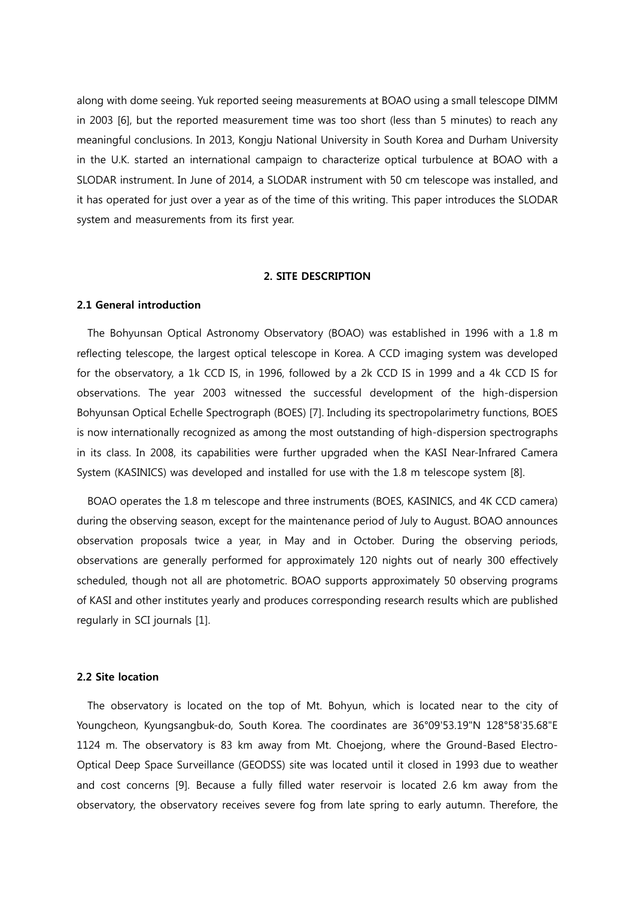along with dome seeing. Yuk reported seeing measurements at BOAO using a small telescope DIMM in 2003 [6], but the reported measurement time was too short (less than 5 minutes) to reach any meaningful conclusions. In 2013, Kongju National University in South Korea and Durham University in the U.K. started an international campaign to characterize optical turbulence at BOAO with a SLODAR instrument. In June of 2014, a SLODAR instrument with 50 cm telescope was installed, and it has operated for just over a year as of the time of this writing. This paper introduces the SLODAR system and measurements from its first year.

## 2. SITE DESCRIPTION

### 2.1 General introduction

The Bohyunsan Optical Astronomy Observatory (BOAO) was established in 1996 with a 1.8 m reflecting telescope, the largest optical telescope in Korea. A CCD imaging system was developed for the observatory, a 1k CCD IS, in 1996, followed by a 2k CCD IS in 1999 and a 4k CCD IS for observations. The year 2003 witnessed the successful development of the high-dispersion Bohyunsan Optical Echelle Spectrograph (BOES) [7]. Including its spectropolarimetry functions, BOES is now internationally recognized as among the most outstanding of high-dispersion spectrographs in its class. In 2008, its capabilities were further upgraded when the KASI Near-Infrared Camera System (KASINICS) was developed and installed for use with the 1.8 m telescope system [8].

BOAO operates the 1.8 m telescope and three instruments (BOES, KASINICS, and 4K CCD camera) during the observing season, except for the maintenance period of July to August. BOAO announces observation proposals twice a year, in May and in October. During the observing periods, observations are generally performed for approximately 120 nights out of nearly 300 effectively scheduled, though not all are photometric. BOAO supports approximately 50 observing programs of KASI and other institutes yearly and produces corresponding research results which are published regularly in SCI journals [1].

### 2.2 Site location

The observatory is located on the top of Mt. Bohyun, which is located near to the city of Youngcheon, Kyungsangbuk-do, South Korea. The coordinates are 36°09'53.19"N 128°58'35.68"E 1124 m. The observatory is 83 km away from Mt. Choejong, where the Ground-Based Electro-Optical Deep Space Surveillance (GEODSS) site was located until it closed in 1993 due to weather and cost concerns [9]. Because a fully filled water reservoir is located 2.6 km away from the observatory, the observatory receives severe fog from late spring to early autumn. Therefore, the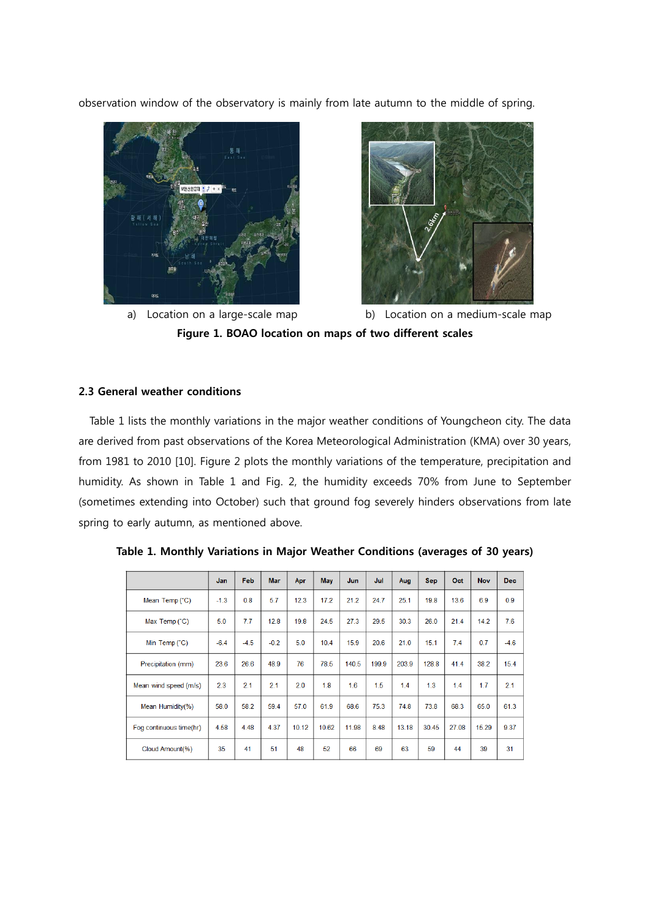observation window of the observatory is mainly from late autumn to the middle of spring.

a) Location on a large-scale map

b) Location on a medium-scale map

**Figure 1. BOAO location on maps of two different scales**

### 2.3 General weather conditions

Table 1 lists the monthly variations in the major weather conditions of Youngcheon city. The data are derived from past observations of the Korea Meteorological Administration (KMA) over 30 years, from 1981 to 2010 [10]. Figure 2 plots the monthly variations of the temperature, precipitation and humidity. As shown in Table 1 and Fig. 2, the humidity exceeds 70% from June to September (sometimes extending into October) such that ground fog severely hinders observations from late spring to early autumn, as mentioned above.

**Table 1. Monthly Variations in Major Weather Conditions (averages of 30 years)**

| | Jan | Feb | Mar | Apr | May | Jun | Jul | Aug | Sep | Oct | Nov | Dec |
|---|---|---|---|---|---|---|---|---|---|---|---|---|
| Mean Temp (˚C) | -1.3 | 0.8 | 5.7 | 12.3 | 17.2 | 21.2 | 24.7 | 25.1 | 19.8 | 13.6 | 6.9 | 0.9 |
| Max Temp (˚C) | 5.0 | 7.7 | 12.8 | 19.8 | 24.5 | 27.3 | 29.5 | 30.3 | 26.0 | 21.4 | 14.2 | 7.6 |
| Min Temp (˚C) | -6.4 | -4.5 | -0.2 | 5.0 | 10.4 | 15.9 | 20.6 | 21.0 | 15.1 | 7.4 | 0.7 | -4.6 |
| Precipitation (mm) | 23.6 | 26.6 | 48.9 | 76 | 78.5 | 140.5 | 199.9 | 203.9 | 128.8 | 41.4 | 38.2 | 15.4 |
| Mean wind speed (m/s) | 2.3 | 2.1 | 2.1 | 2.0 | 1.8 | 1.6 | 1.5 | 1.4 | 1.3 | 1.4 | 1.7 | 2.1 |
| Mean Humidity(%) | 58.0 | 58.2 | 59.4 | 57.0 | 61.9 | 68.6 | 75.3 | 74.8 | 73.8 | 68.3 | 65.0 | 61.3 |
| Fog continuous time(hr) | 4.58 | 4.48 | 4.37 | 10.12 | 10.62 | 11.98 | 8.48 | 13.18 | 30.45 | 27.08 | 15.29 | 9.37 |
| Cloud Amount(%) | 35 | 41 | 51 | 48 | 52 | 66 | 69 | 63 | 59 | 44 | 39 | 31 |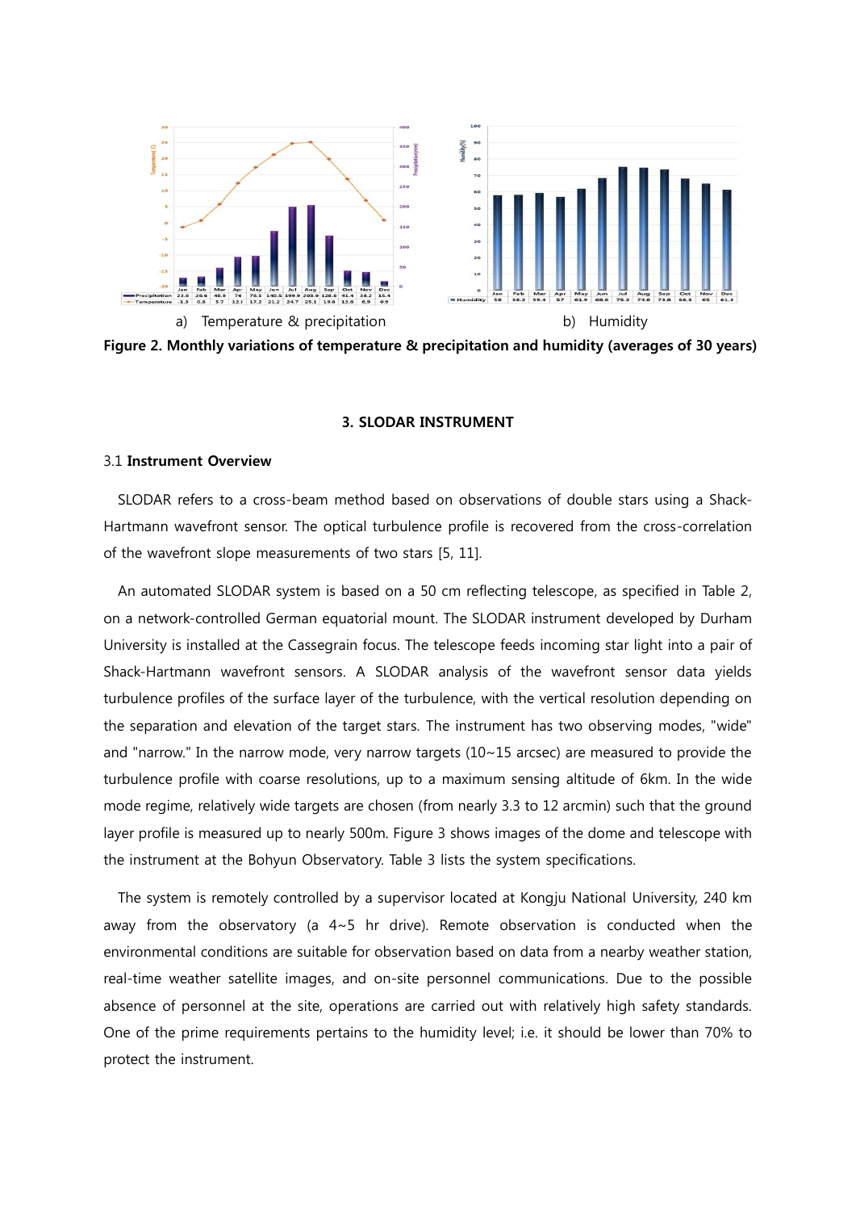a) Temperature & precipitation

b) Humidity

**Figure 2. Monthly variations of temperature & precipitation and humidity (averages of 30 years)**

## 3. SLODAR INSTRUMENT

### 3.1 Instrument Overview

SLODAR refers to a cross-beam method based on observations of double stars using a Shack-Hartmann wavefront sensor. The optical turbulence profile is recovered from the cross-correlation of the wavefront slope measurements of two stars [5, 11].

An automated SLODAR system is based on a 50 cm reflecting telescope, as specified in Table 2, on a network-controlled German equatorial mount. The SLODAR instrument developed by Durham University is installed at the Cassegrain focus. The telescope feeds incoming star light into a pair of Shack-Hartmann wavefront sensors. A SLODAR analysis of the wavefront sensor data yields turbulence profiles of the surface layer of the turbulence, with the vertical resolution depending on the separation and elevation of the target stars. The instrument has two observing modes, "wide" and "narrow." In the narrow mode, very narrow targets (10~15 arcsec) are measured to provide the turbulence profile with coarse resolutions, up to a maximum sensing altitude of 6km. In the wide mode regime, relatively wide targets are chosen (from nearly 3.3 to 12 arcmin) such that the ground layer profile is measured up to nearly 500m. Figure 3 shows images of the dome and telescope with the instrument at the Bohyun Observatory. Table 3 lists the system specifications.

The system is remotely controlled by a supervisor located at Kongju National University, 240 km away from the observatory (a 4~5 hr drive). Remote observation is conducted when the environmental conditions are suitable for observation based on data from a nearby weather station, real-time weather satellite images, and on-site personnel communications. Due to the possible absence of personnel at the site, operations are carried out with relatively high safety standards. One of the prime requirements pertains to the humidity level; i.e. it should be lower than 70% to protect the instrument.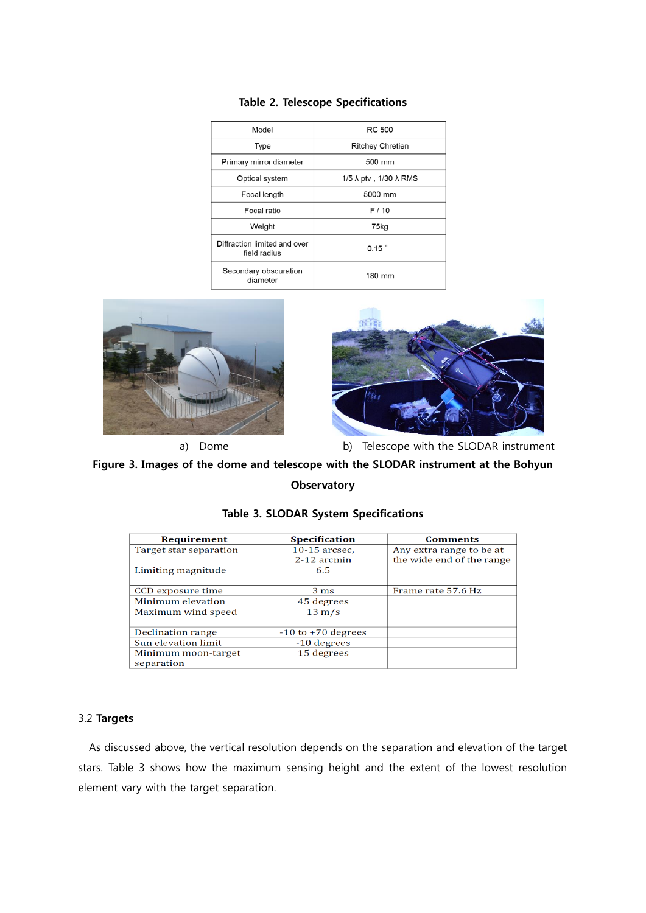**Table 2. Telescope Specifications**

| Model | RC 500 |
| --- | --- |
| Type | Ritchey Chretien |
| Primary mirror diameter | 500 mm |
| Optical system | 1/5 λ ptv , 1/30 λ RMS |
| Focal length | 5000 mm |
| Focal ratio | F / 10 |
| Weight | 75kg |
| Diffraction limited and over field radius | 0.15 ° |
| Secondary obscuration diameter | 180 mm |

a) Dome b) Telescope with the SLODAR instrument

**Figure 3. Images of the dome and telescope with the SLODAR instrument at the Bohyun Observatory**

**Table 3. SLODAR System Specifications**

| Requirement | Specification | Comments |
| --- | --- | --- |
| Target star separation | 10-15 arcsec, 2-12 arcmin | Any extra range to be at the wide end of the range |
| Limiting magnitude | 6.5 | |
| CCD exposure time | 3 ms | Frame rate 57.6 Hz |
| Minimum elevation | 45 degrees | |
| Maximum wind speed | 13 m/s | |
| Declination range | -10 to +70 degrees | |
| Sun elevation limit | -10 degrees | |
| Minimum moon-target separation | 15 degrees | |

3.2 **Targets**

As discussed above, the vertical resolution depends on the separation and elevation of the target stars. Table 3 shows how the maximum sensing height and the extent of the lowest resolution element vary with the target separation.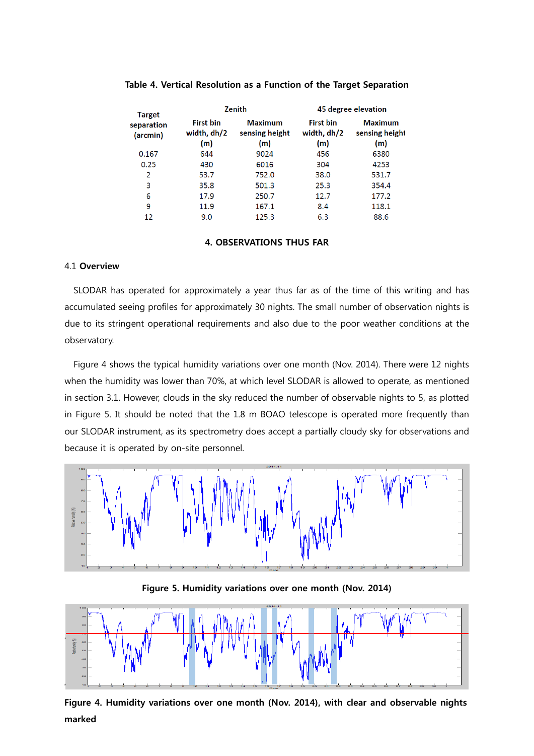**Table 4. Vertical Resolution as a Function of the Target Separation**

| Target separation (arcmin) | Zenith | | 45 degree elevation | |
|---|---|---|---|---|
| | First bin width, dh/2 (m) | Maximum sensing height (m) | First bin width, dh/2 (m) | Maximum sensing height (m) |
| 0.167 | 644 | 9024 | 456 | 6380 |
| 0.25 | 430 | 6016 | 304 | 4253 |
| 2 | 53.7 | 752.0 | 38.0 | 531.7 |
| 3 | 35.8 | 501.3 | 25.3 | 354.4 |
| 6 | 17.9 | 250.7 | 12.7 | 177.2 |
| 9 | 11.9 | 167.1 | 8.4 | 118.1 |
| 12 | 9.0 | 125.3 | 6.3 | 88.6 |

## 4. OBSERVATIONS THUS FAR

### 4.1 Overview

SLODAR has operated for approximately a year thus far as of the time of this writing and has accumulated seeing profiles for approximately 30 nights. The small number of observation nights is due to its stringent operational requirements and also due to the poor weather conditions at the observatory.

Figure 4 shows the typical humidity variations over one month (Nov. 2014). There were 12 nights when the humidity was lower than 70%, at which level SLODAR is allowed to operate, as mentioned in section 3.1. However, clouds in the sky reduced the number of observable nights to 5, as plotted in Figure 5. It should be noted that the 1.8 m BOAO telescope is operated more frequently than our SLODAR instrument, as its spectrometry does accept a partially cloudy sky for observations and because it is operated by on-site personnel.

**Figure 5. Humidity variations over one month (Nov. 2014)**

**Figure 4. Humidity variations over one month (Nov. 2014), with clear and observable nights marked**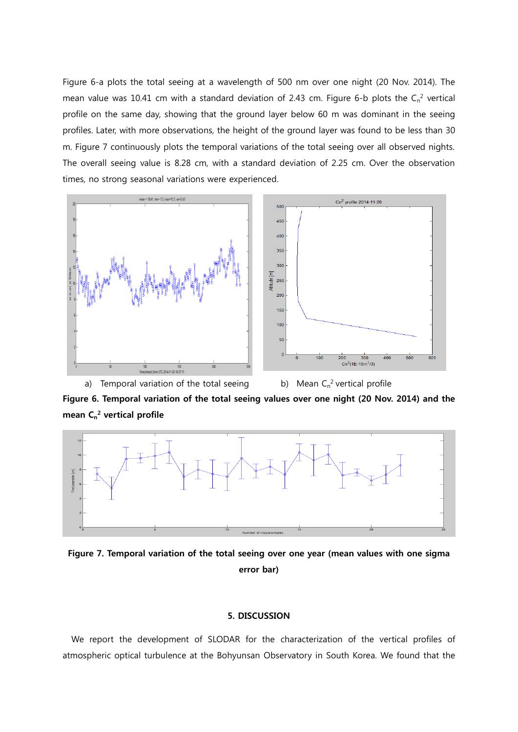Figure 6-a plots the total seeing at a wavelength of 500 nm over one night (20 Nov. 2014). The mean value was 10.41 cm with a standard deviation of 2.43 cm. Figure 6-b plots the $C_n^2$ vertical profile on the same day, showing that the ground layer below 60 m was dominant in the seeing profiles. Later, with more observations, the height of the ground layer was found to be less than 30 m. Figure 7 continuously plots the temporal variations of the total seeing over all observed nights. The overall seeing value is 8.28 cm, with a standard deviation of 2.25 cm. Over the observation times, no strong seasonal variations were experienced.

a) Temporal variation of the total seeing     b) Mean $C_n^2$ vertical profile

**Figure 6. Temporal variation of the total seeing values over one night (20 Nov. 2014) and the mean $C_n^2$ vertical profile**

**Figure 7. Temporal variation of the total seeing over one year (mean values with one sigma error bar)**

## 5. DISCUSSION

We report the development of SLODAR for the characterization of the vertical profiles of atmospheric optical turbulence at the Bohyunsan Observatory in South Korea. We found that the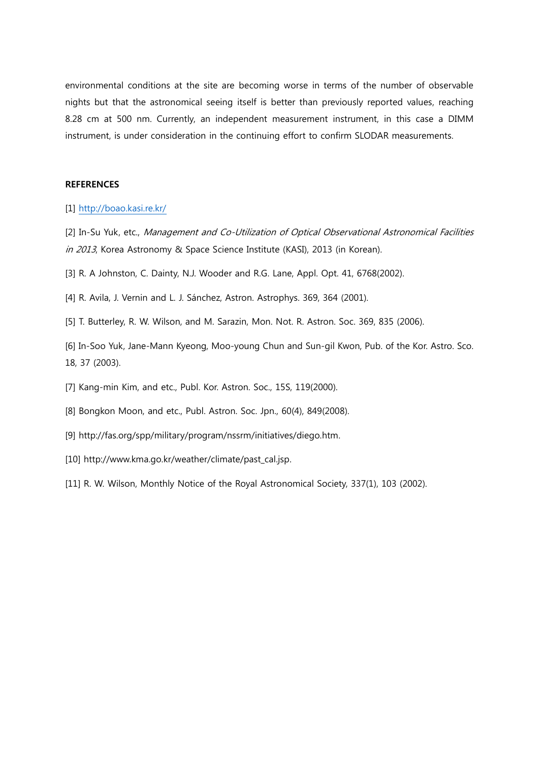environmental conditions at the site are becoming worse in terms of the number of observable nights but that the astronomical seeing itself is better than previously reported values, reaching 8.28 cm at 500 nm. Currently, an independent measurement instrument, in this case a DIMM instrument, is under consideration in the continuing effort to confirm SLODAR measurements.

**REFERENCES**

[1] http://boao.kasi.re.kr/

[2] In-Su Yuk, etc., *Management and Co-Utilization of Optical Observational Astronomical Facilities in 2013*, Korea Astronomy & Space Science Institute (KASI), 2013 (in Korean).

[3] R. A Johnston, C. Dainty, N.J. Wooder and R.G. Lane, Appl. Opt. 41, 6768(2002).

[4] R. Avila, J. Vernin and L. J. Sánchez, Astron. Astrophys. 369, 364 (2001).

[5] T. Butterley, R. W. Wilson, and M. Sarazin, Mon. Not. R. Astron. Soc. 369, 835 (2006).

[6] In-Soo Yuk, Jane-Mann Kyeong, Moo-young Chun and Sun-gil Kwon, Pub. of the Kor. Astro. Sco. 18, 37 (2003).

[7] Kang-min Kim, and etc., Publ. Kor. Astron. Soc., 15S, 119(2000).

[8] Bongkon Moon, and etc., Publ. Astron. Soc. Jpn., 60(4), 849(2008).

[9] http://fas.org/spp/military/program/nssrm/initiatives/diego.htm.

[10] http://www.kma.go.kr/weather/climate/past_cal.jsp.

[11] R. W. Wilson, Monthly Notice of the Royal Astronomical Society, 337(1), 103 (2002).